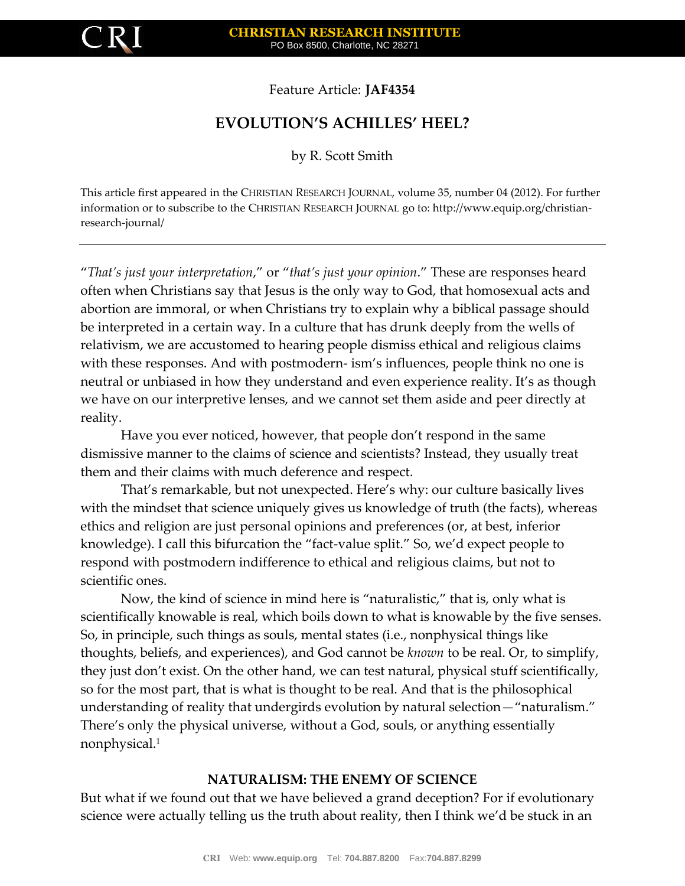Feature Article: **JAF4354**

# EVOLUTION'S ACHILLES' HEEL?

by R. Scott Smith

This article first appeared in the CHRISTIAN RESEARCH JOURNAL, volume 35, number 04 (2012). For further information or to subscribe to the CHRISTIAN RESEARCH JOURNAL go to: http://www.equip.org/christian-research-journal/

---

"*That's just your interpretation*," or "*that's just your opinion*." These are responses heard often when Christians say that Jesus is the only way to God, that homosexual acts and abortion are immoral, or when Christians try to explain why a biblical passage should be interpreted in a certain way. In a culture that has drunk deeply from the wells of relativism, we are accustomed to hearing people dismiss ethical and religious claims with these responses. And with postmodern- ism's influences, people think no one is neutral or unbiased in how they understand and even experience reality. It's as though we have on our interpretive lenses, and we cannot set them aside and peer directly at reality.

Have you ever noticed, however, that people don't respond in the same dismissive manner to the claims of science and scientists? Instead, they usually treat them and their claims with much deference and respect.

That's remarkable, but not unexpected. Here's why: our culture basically lives with the mindset that science uniquely gives us knowledge of truth (the facts), whereas ethics and religion are just personal opinions and preferences (or, at best, inferior knowledge). I call this bifurcation the "fact-value split." So, we'd expect people to respond with postmodern indifference to ethical and religious claims, but not to scientific ones.

Now, the kind of science in mind here is "naturalistic," that is, only what is scientifically knowable is real, which boils down to what is knowable by the five senses. So, in principle, such things as souls, mental states (i.e., nonphysical things like thoughts, beliefs, and experiences), and God cannot be *known* to be real. Or, to simplify, they just don't exist. On the other hand, we can test natural, physical stuff scientifically, so for the most part, that is what is thought to be real. And that is the philosophical understanding of reality that undergirds evolution by natural selection—"naturalism." There's only the physical universe, without a God, souls, or anything essentially nonphysical.[1]

## NATURALISM: THE ENEMY OF SCIENCE

But what if we found out that we have believed a grand deception? For if evolutionary science were actually telling us the truth about reality, then I think we'd be stuck in an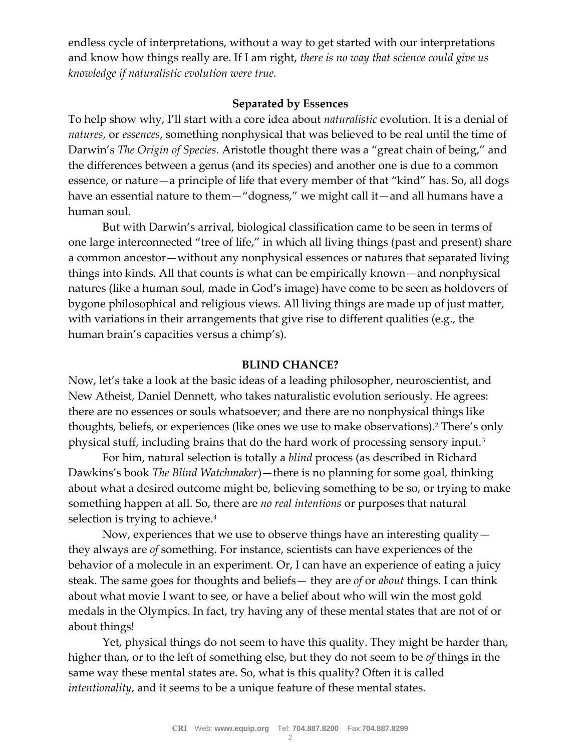endless cycle of interpretations, without a way to get started with our interpretations and know how things really are. If I am right, *there is no way that science could give us knowledge if naturalistic evolution were true.*

### Separated by Essences

To help show why, I'll start with a core idea about *naturalistic* evolution. It is a denial of *natures*, or *essences*, something nonphysical that was believed to be real until the time of Darwin's *The Origin of Species*. Aristotle thought there was a "great chain of being," and the differences between a genus (and its species) and another one is due to a common essence, or nature—a principle of life that every member of that "kind" has. So, all dogs have an essential nature to them—"dogness," we might call it—and all humans have a human soul.

But with Darwin's arrival, biological classification came to be seen in terms of one large interconnected "tree of life," in which all living things (past and present) share a common ancestor—without any nonphysical essences or natures that separated living things into kinds. All that counts is what can be empirically known—and nonphysical natures (like a human soul, made in God's image) have come to be seen as holdovers of bygone philosophical and religious views. All living things are made up of just matter, with variations in their arrangements that give rise to different qualities (e.g., the human brain's capacities versus a chimp's).

### BLIND CHANCE?

Now, let's take a look at the basic ideas of a leading philosopher, neuroscientist, and New Atheist, Daniel Dennett, who takes naturalistic evolution seriously. He agrees: there are no essences or souls whatsoever; and there are no nonphysical things like thoughts, beliefs, or experiences (like ones we use to make observations).[2] There's only physical stuff, including brains that do the hard work of processing sensory input.[3]

For him, natural selection is totally a *blind* process (as described in Richard Dawkins's book *The Blind Watchmaker*)—there is no planning for some goal, thinking about what a desired outcome might be, believing something to be so, or trying to make something happen at all. So, there are *no real intentions* or purposes that natural selection is trying to achieve.[4]

Now, experiences that we use to observe things have an interesting quality—they always are *of* something. For instance, scientists can have experiences of the behavior of a molecule in an experiment. Or, I can have an experience of eating a juicy steak. The same goes for thoughts and beliefs— they are *of* or *about* things. I can think about what movie I want to see, or have a belief about who will win the most gold medals in the Olympics. In fact, try having any of these mental states that are not of or about things!

Yet, physical things do not seem to have this quality. They might be harder than, higher than, or to the left of something else, but they do not seem to be *of* things in the same way these mental states are. So, what is this quality? Often it is called *intentionality*, and it seems to be a unique feature of these mental states.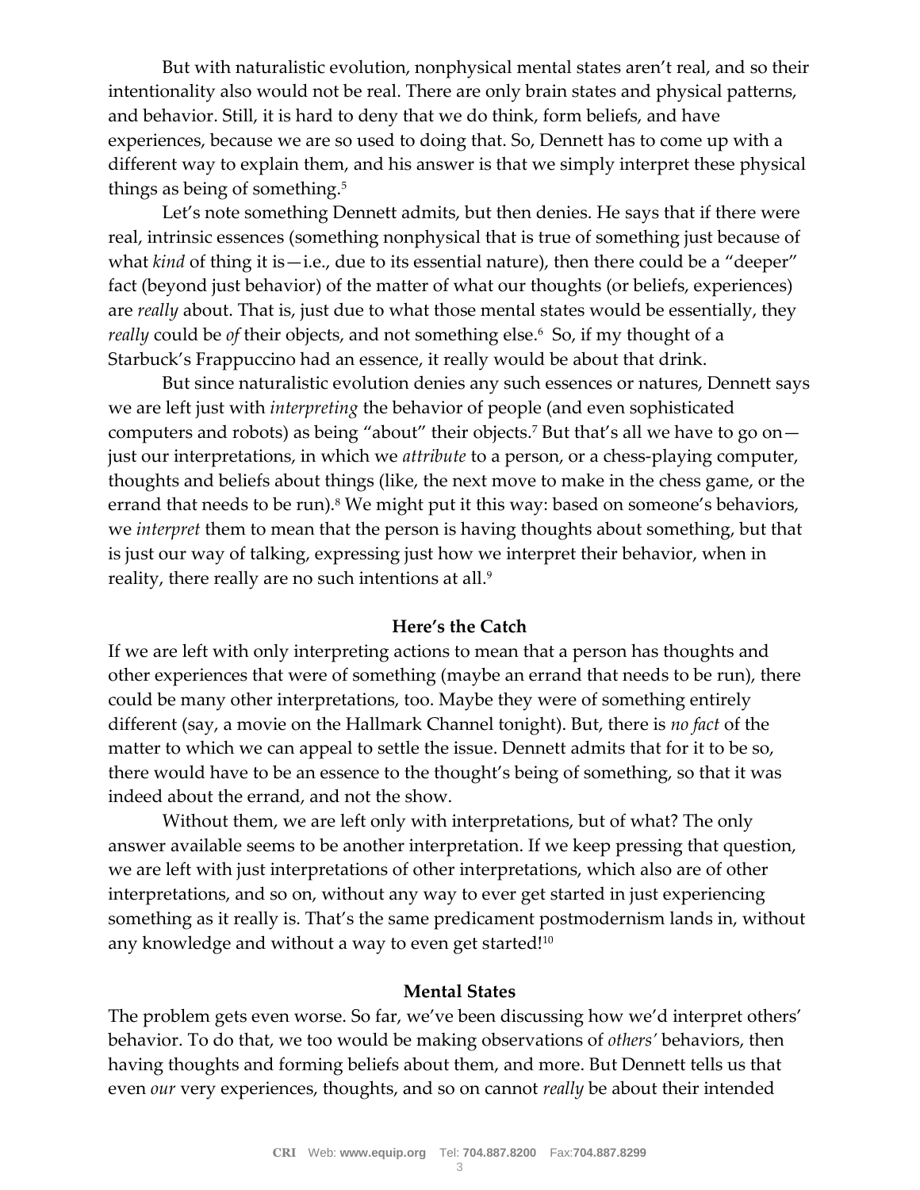But with naturalistic evolution, nonphysical mental states aren't real, and so their intentionality also would not be real. There are only brain states and physical patterns, and behavior. Still, it is hard to deny that we do think, form beliefs, and have experiences, because we are so used to doing that. So, Dennett has to come up with a different way to explain them, and his answer is that we simply interpret these physical things as being of something.[5]

Let's note something Dennett admits, but then denies. He says that if there were real, intrinsic essences (something nonphysical that is true of something just because of what *kind* of thing it is—i.e., due to its essential nature), then there could be a "deeper" fact (beyond just behavior) of the matter of what our thoughts (or beliefs, experiences) are *really* about. That is, just due to what those mental states would be essentially, they *really* could be *of* their objects, and not something else.[6] So, if my thought of a Starbuck's Frappuccino had an essence, it really would be about that drink.

But since naturalistic evolution denies any such essences or natures, Dennett says we are left just with *interpreting* the behavior of people (and even sophisticated computers and robots) as being "about" their objects.[7] But that's all we have to go on—just our interpretations, in which we *attribute* to a person, or a chess-playing computer, thoughts and beliefs about things (like, the next move to make in the chess game, or the errand that needs to be run).[8] We might put it this way: based on someone's behaviors, we *interpret* them to mean that the person is having thoughts about something, but that is just our way of talking, expressing just how we interpret their behavior, when in reality, there really are no such intentions at all.[9]

### Here's the Catch

If we are left with only interpreting actions to mean that a person has thoughts and other experiences that were of something (maybe an errand that needs to be run), there could be many other interpretations, too. Maybe they were of something entirely different (say, a movie on the Hallmark Channel tonight). But, there is *no fact* of the matter to which we can appeal to settle the issue. Dennett admits that for it to be so, there would have to be an essence to the thought's being of something, so that it was indeed about the errand, and not the show.

Without them, we are left only with interpretations, but of what? The only answer available seems to be another interpretation. If we keep pressing that question, we are left with just interpretations of other interpretations, which also are of other interpretations, and so on, without any way to ever get started in just experiencing something as it really is. That's the same predicament postmodernism lands in, without any knowledge and without a way to even get started![10]

### Mental States

The problem gets even worse. So far, we've been discussing how we'd interpret others' behavior. To do that, we too would be making observations of *others'* behaviors, then having thoughts and forming beliefs about them, and more. But Dennett tells us that even *our* very experiences, thoughts, and so on cannot *really* be about their intended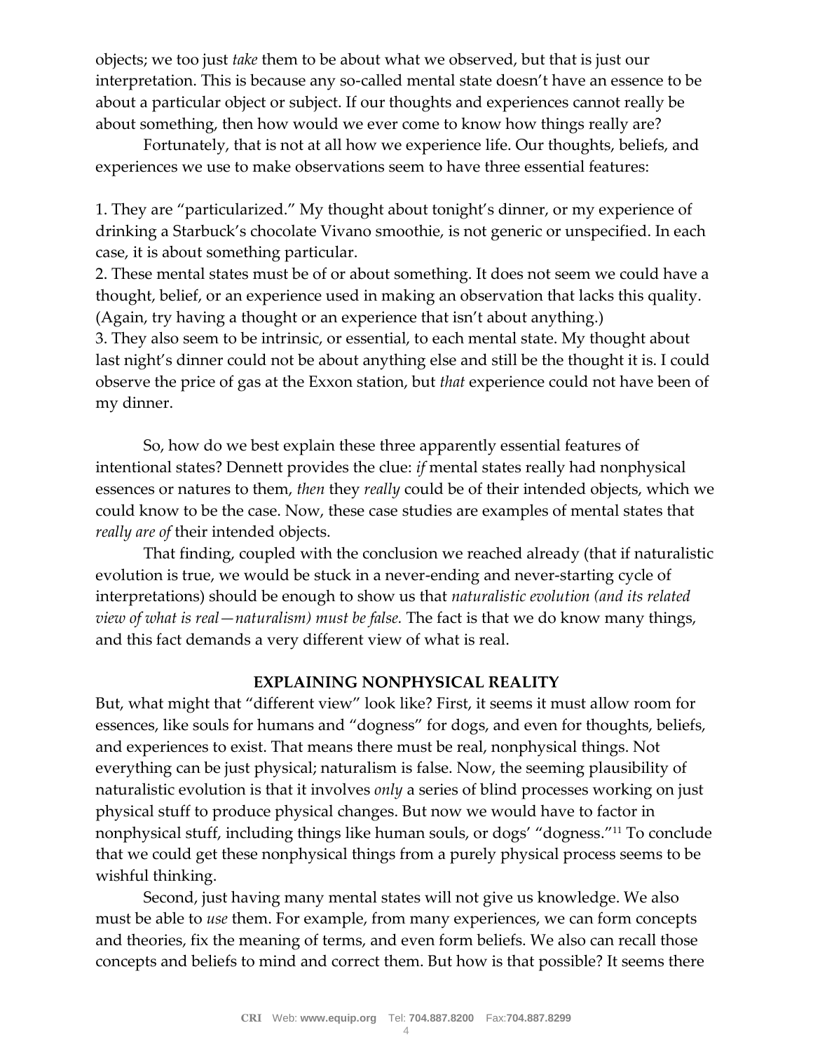objects; we too just *take* them to be about what we observed, but that is just our interpretation. This is because any so-called mental state doesn't have an essence to be about a particular object or subject. If our thoughts and experiences cannot really be about something, then how would we ever come to know how things really are?

Fortunately, that is not at all how we experience life. Our thoughts, beliefs, and experiences we use to make observations seem to have three essential features:

1. They are "particularized." My thought about tonight's dinner, or my experience of drinking a Starbuck's chocolate Vivano smoothie, is not generic or unspecified. In each case, it is about something particular.
2. These mental states must be of or about something. It does not seem we could have a thought, belief, or an experience used in making an observation that lacks this quality. (Again, try having a thought or an experience that isn't about anything.)
3. They also seem to be intrinsic, or essential, to each mental state. My thought about last night's dinner could not be about anything else and still be the thought it is. I could observe the price of gas at the Exxon station, but *that* experience could not have been of my dinner.

So, how do we best explain these three apparently essential features of intentional states? Dennett provides the clue: *if* mental states really had nonphysical essences or natures to them, *then* they *really* could be of their intended objects, which we could know to be the case. Now, these case studies are examples of mental states that *really are of* their intended objects.

That finding, coupled with the conclusion we reached already (that if naturalistic evolution is true, we would be stuck in a never-ending and never-starting cycle of interpretations) should be enough to show us that *naturalistic evolution (and its related view of what is real—naturalism) must be false.* The fact is that we do know many things, and this fact demands a very different view of what is real.

## EXPLAINING NONPHYSICAL REALITY

But, what might that "different view" look like? First, it seems it must allow room for essences, like souls for humans and "dogness" for dogs, and even for thoughts, beliefs, and experiences to exist. That means there must be real, nonphysical things. Not everything can be just physical; naturalism is false. Now, the seeming plausibility of naturalistic evolution is that it involves *only* a series of blind processes working on just physical stuff to produce physical changes. But now we would have to factor in nonphysical stuff, including things like human souls, or dogs' "dogness."[11] To conclude that we could get these nonphysical things from a purely physical process seems to be wishful thinking.

Second, just having many mental states will not give us knowledge. We also must be able to *use* them. For example, from many experiences, we can form concepts and theories, fix the meaning of terms, and even form beliefs. We also can recall those concepts and beliefs to mind and correct them. But how is that possible? It seems there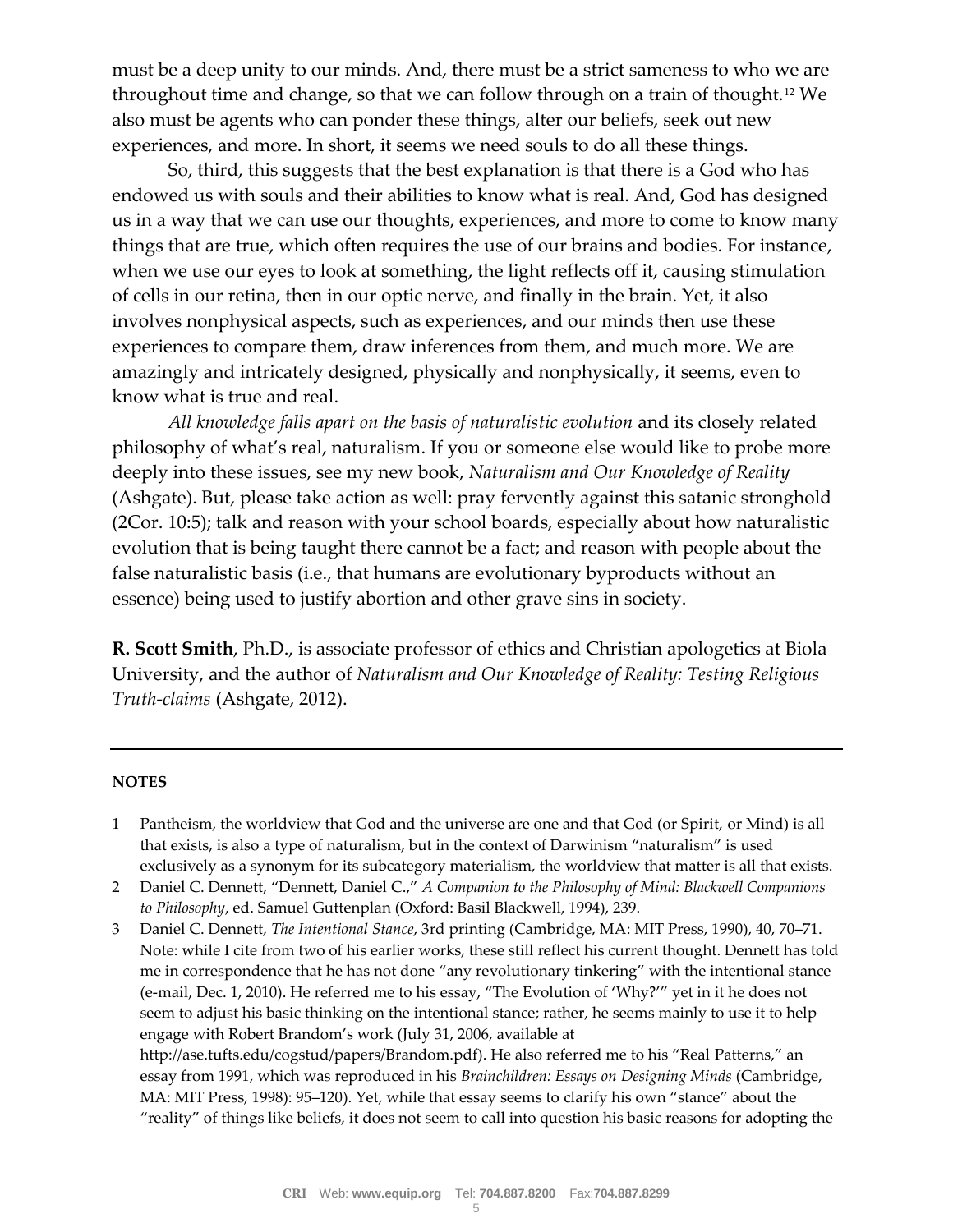must be a deep unity to our minds. And, there must be a strict sameness to who we are throughout time and change, so that we can follow through on a train of thought.[12] We also must be agents who can ponder these things, alter our beliefs, seek out new experiences, and more. In short, it seems we need souls to do all these things.

So, third, this suggests that the best explanation is that there is a God who has endowed us with souls and their abilities to know what is real. And, God has designed us in a way that we can use our thoughts, experiences, and more to come to know many things that are true, which often requires the use of our brains and bodies. For instance, when we use our eyes to look at something, the light reflects off it, causing stimulation of cells in our retina, then in our optic nerve, and finally in the brain. Yet, it also involves nonphysical aspects, such as experiences, and our minds then use these experiences to compare them, draw inferences from them, and much more. We are amazingly and intricately designed, physically and nonphysically, it seems, even to know what is true and real.

*All knowledge falls apart on the basis of naturalistic evolution* and its closely related philosophy of what's real, naturalism. If you or someone else would like to probe more deeply into these issues, see my new book, *Naturalism and Our Knowledge of Reality* (Ashgate). But, please take action as well: pray fervently against this satanic stronghold (2Cor. 10:5); talk and reason with your school boards, especially about how naturalistic evolution that is being taught there cannot be a fact; and reason with people about the false naturalistic basis (i.e., that humans are evolutionary byproducts without an essence) being used to justify abortion and other grave sins in society.

**R. Scott Smith**, Ph.D., is associate professor of ethics and Christian apologetics at Biola University, and the author of *Naturalism and Our Knowledge of Reality: Testing Religious Truth-claims* (Ashgate, 2012).

---

**NOTES**

1. Pantheism, the worldview that God and the universe are one and that God (or Spirit, or Mind) is all that exists, is also a type of naturalism, but in the context of Darwinism "naturalism" is used exclusively as a synonym for its subcategory materialism, the worldview that matter is all that exists.
2. Daniel C. Dennett, "Dennett, Daniel C.," *A Companion to the Philosophy of Mind: Blackwell Companions to Philosophy*, ed. Samuel Guttenplan (Oxford: Basil Blackwell, 1994), 239.
3. Daniel C. Dennett, *The Intentional Stance*, 3rd printing (Cambridge, MA: MIT Press, 1990), 40, 70–71. Note: while I cite from two of his earlier works, these still reflect his current thought. Dennett has told me in correspondence that he has not done "any revolutionary tinkering" with the intentional stance (e-mail, Dec. 1, 2010). He referred me to his essay, "The Evolution of 'Why?'" yet in it he does not seem to adjust his basic thinking on the intentional stance; rather, he seems mainly to use it to help engage with Robert Brandom's work (July 31, 2006, available at http://ase.tufts.edu/cogstud/papers/Brandom.pdf). He also referred me to his "Real Patterns," an essay from 1991, which was reproduced in his *Brainchildren: Essays on Designing Minds* (Cambridge, MA: MIT Press, 1998): 95–120). Yet, while that essay seems to clarify his own "stance" about the "reality" of things like beliefs, it does not seem to call into question his basic reasons for adopting the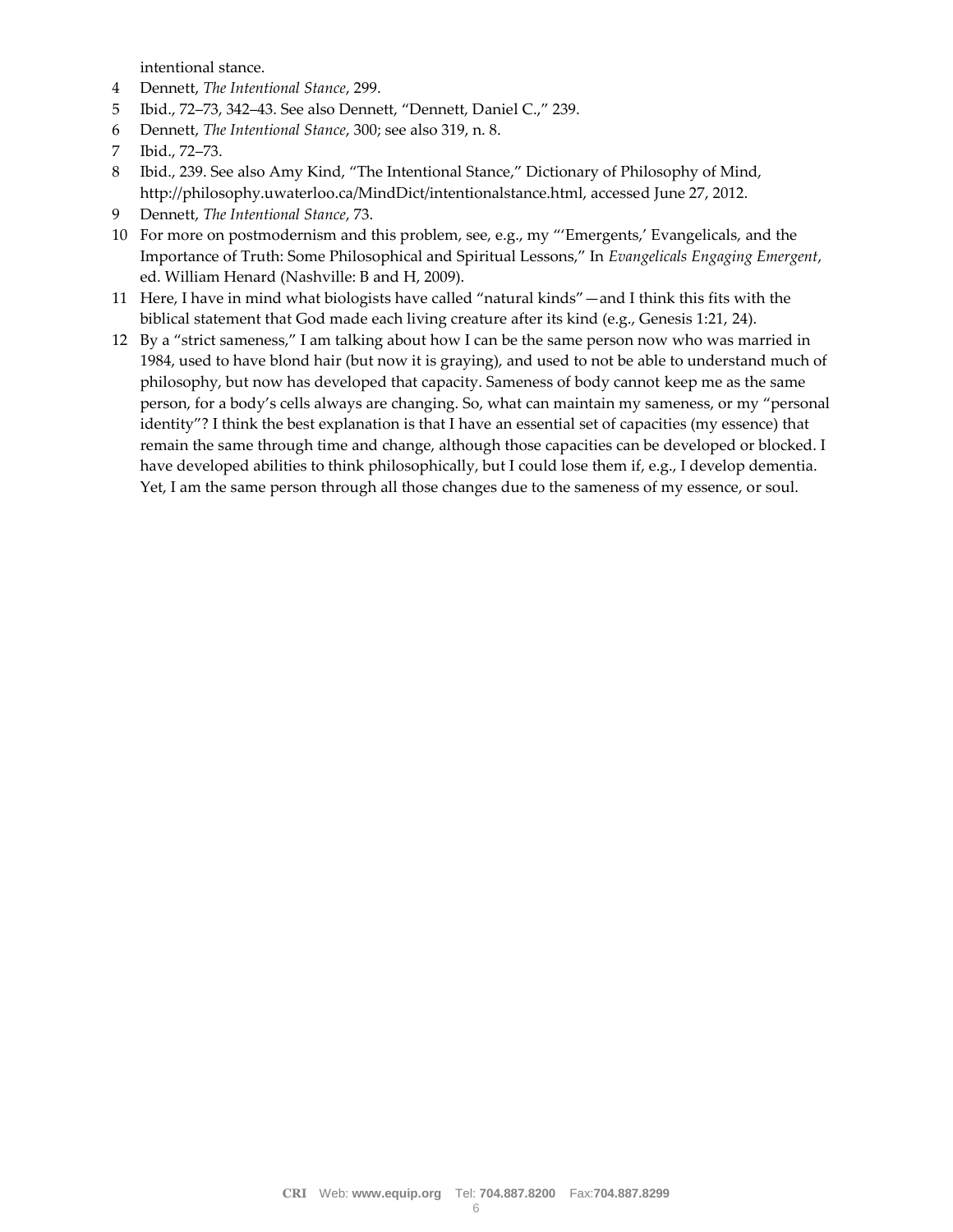intentional stance.

4 Dennett, *The Intentional Stance*, 299.

5 Ibid., 72–73, 342–43. See also Dennett, "Dennett, Daniel C.," 239.

6 Dennett, *The Intentional Stance*, 300; see also 319, n. 8.

7 Ibid., 72–73.

8 Ibid., 239. See also Amy Kind, "The Intentional Stance," Dictionary of Philosophy of Mind, http://philosophy.uwaterloo.ca/MindDict/intentionalstance.html, accessed June 27, 2012.

9 Dennett, *The Intentional Stance*, 73.

10 For more on postmodernism and this problem, see, e.g., my "'Emergents,' Evangelicals, and the Importance of Truth: Some Philosophical and Spiritual Lessons," In *Evangelicals Engaging Emergent*, ed. William Henard (Nashville: B and H, 2009).

11 Here, I have in mind what biologists have called "natural kinds"—and I think this fits with the biblical statement that God made each living creature after its kind (e.g., Genesis 1:21, 24).

12 By a "strict sameness," I am talking about how I can be the same person now who was married in 1984, used to have blond hair (but now it is graying), and used to not be able to understand much of philosophy, but now has developed that capacity. Sameness of body cannot keep me as the same person, for a body's cells always are changing. So, what can maintain my sameness, or my "personal identity"? I think the best explanation is that I have an essential set of capacities (my essence) that remain the same through time and change, although those capacities can be developed or blocked. I have developed abilities to think philosophically, but I could lose them if, e.g., I develop dementia. Yet, I am the same person through all those changes due to the sameness of my essence, or soul.